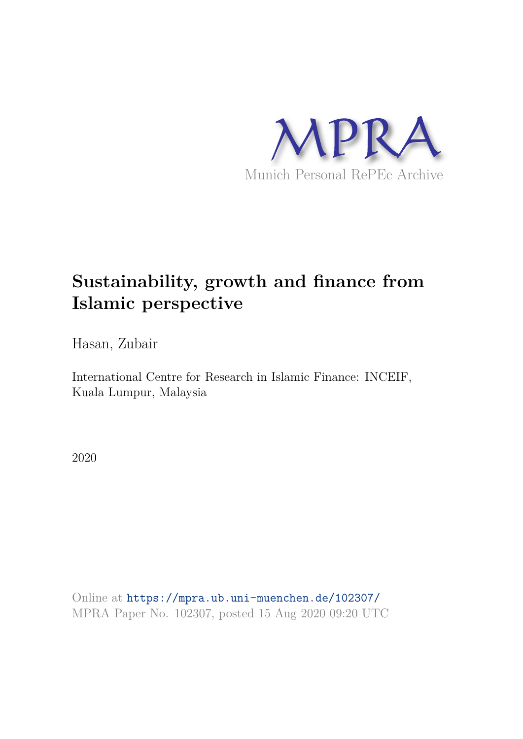MPRA

Munich Personal RePEc Archive

# Sustainability, growth and finance from Islamic perspective

Hasan, Zubair

International Centre for Research in Islamic Finance: INCEIF, Kuala Lumpur, Malaysia

2020

Online at https://mpra.ub.uni-muenchen.de/102307/
MPRA Paper No. 102307, posted 15 Aug 2020 09:20 UTC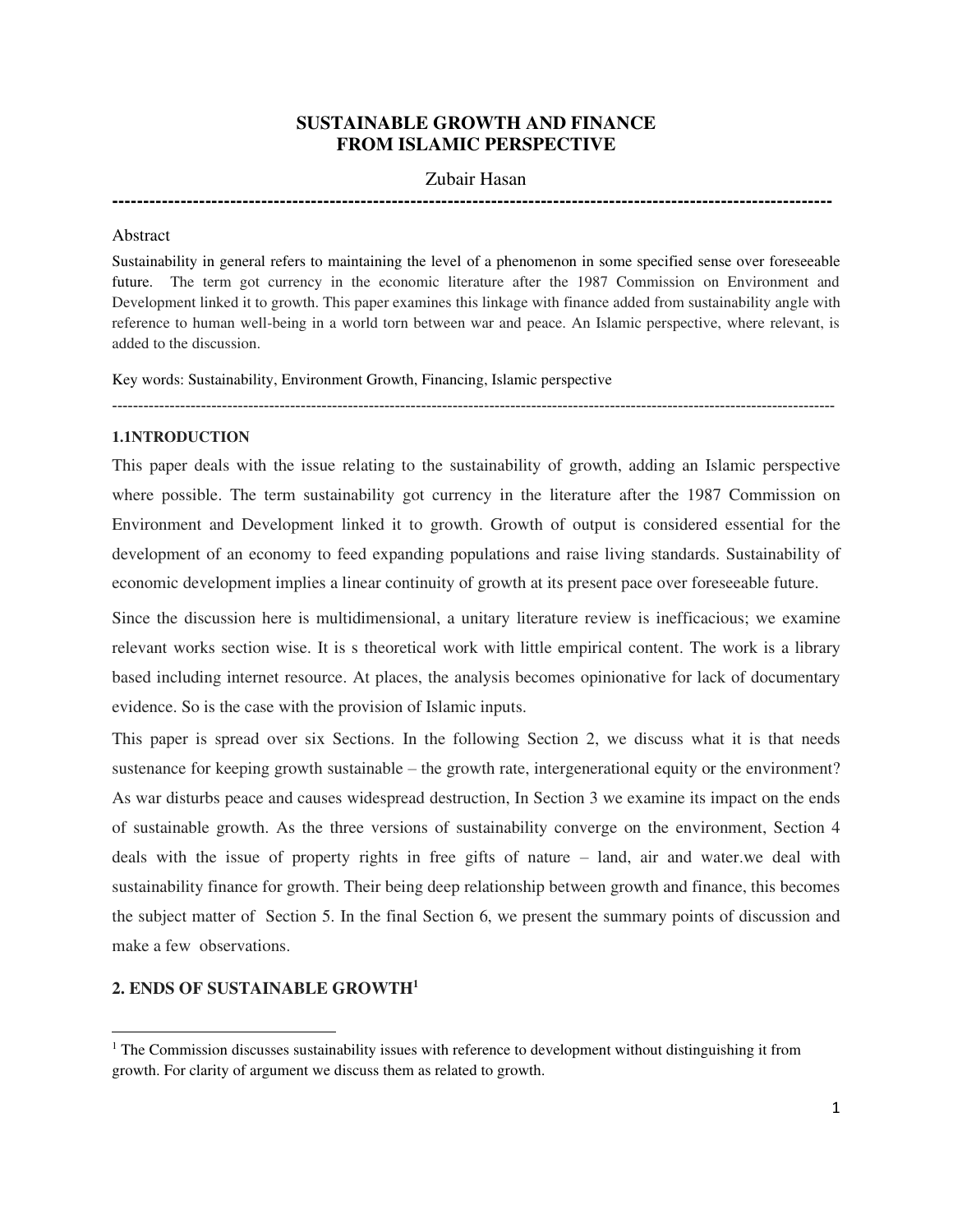# SUSTAINABLE GROWTH AND FINANCE FROM ISLAMIC PERSPECTIVE

Zubair Hasan

---

Abstract

Sustainability in general refers to maintaining the level of a phenomenon in some specified sense over foreseeable future. The term got currency in the economic literature after the 1987 Commission on Environment and Development linked it to growth. This paper examines this linkage with finance added from sustainability angle with reference to human well-being in a world torn between war and peace. An Islamic perspective, where relevant, is added to the discussion.

Key words: Sustainability, Environment Growth, Financing, Islamic perspective

---

## 1.1INTRODUCTION

This paper deals with the issue relating to the sustainability of growth, adding an Islamic perspective where possible. The term sustainability got currency in the literature after the 1987 Commission on Environment and Development linked it to growth. Growth of output is considered essential for the development of an economy to feed expanding populations and raise living standards. Sustainability of economic development implies a linear continuity of growth at its present pace over foreseeable future.

Since the discussion here is multidimensional, a unitary literature review is inefficacious; we examine relevant works section wise. It is s theoretical work with little empirical content. The work is a library based including internet resource. At places, the analysis becomes opinionative for lack of documentary evidence. So is the case with the provision of Islamic inputs.

This paper is spread over six Sections. In the following Section 2, we discuss what it is that needs sustenance for keeping growth sustainable – the growth rate, intergenerational equity or the environment? As war disturbs peace and causes widespread destruction, In Section 3 we examine its impact on the ends of sustainable growth. As the three versions of sustainability converge on the environment, Section 4 deals with the issue of property rights in free gifts of nature – land, air and water.we deal with sustainability finance for growth. Their being deep relationship between growth and finance, this becomes the subject matter of Section 5. In the final Section 6, we present the summary points of discussion and make a few observations.

## 2. ENDS OF SUSTAINABLE GROWTH[1]

[1] The Commission discusses sustainability issues with reference to development without distinguishing it from growth. For clarity of argument we discuss them as related to growth.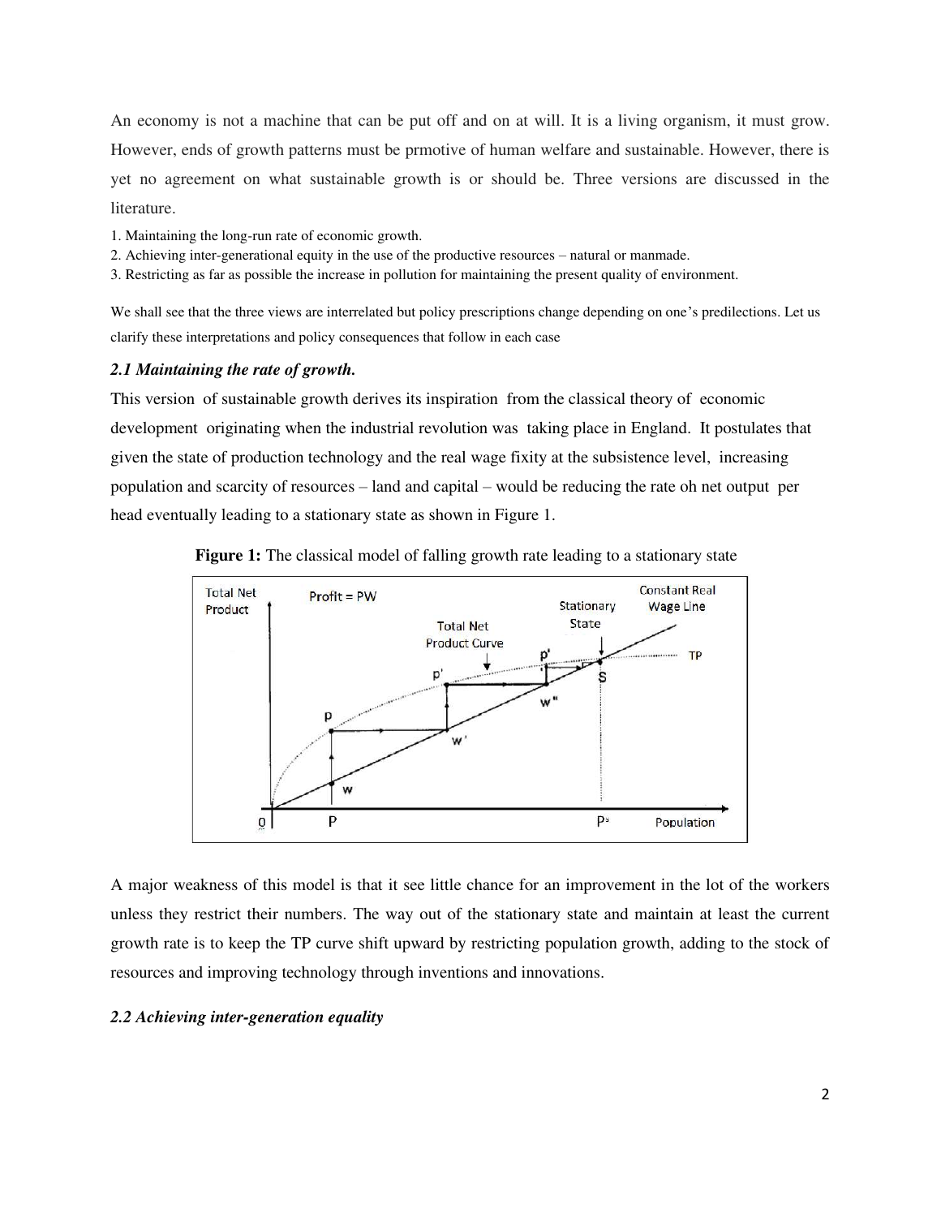An economy is not a machine that can be put off and on at will. It is a living organism, it must grow. However, ends of growth patterns must be prmotive of human welfare and sustainable. However, there is yet no agreement on what sustainable growth is or should be. Three versions are discussed in the literature.

1. Maintaining the long-run rate of economic growth.
2. Achieving inter-generational equity in the use of the productive resources – natural or manmade.
3. Restricting as far as possible the increase in pollution for maintaining the present quality of environment.

We shall see that the three views are interrelated but policy prescriptions change depending on one's predilections. Let us clarify these interpretations and policy consequences that follow in each case

### *2.1 Maintaining the rate of growth.*

This version of sustainable growth derives its inspiration from the classical theory of economic development originating when the industrial revolution was taking place in England. It postulates that given the state of production technology and the real wage fixity at the subsistence level, increasing population and scarcity of resources – land and capital – would be reducing the rate oh net output per head eventually leading to a stationary state as shown in Figure 1.

**Figure 1:** The classical model of falling growth rate leading to a stationary state

A major weakness of this model is that it see little chance for an improvement in the lot of the workers unless they restrict their numbers. The way out of the stationary state and maintain at least the current growth rate is to keep the TP curve shift upward by restricting population growth, adding to the stock of resources and improving technology through inventions and innovations.

### *2.2 Achieving inter-generation equality*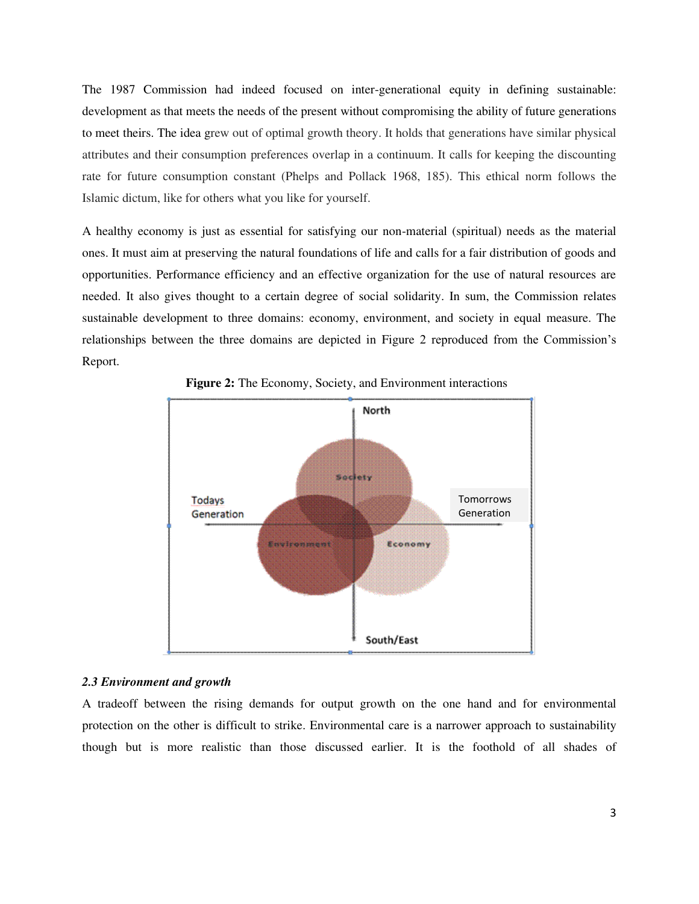The 1987 Commission had indeed focused on inter-generational equity in defining sustainable: development as that meets the needs of the present without compromising the ability of future generations to meet theirs. The idea grew out of optimal growth theory. It holds that generations have similar physical attributes and their consumption preferences overlap in a continuum. It calls for keeping the discounting rate for future consumption constant (Phelps and Pollack 1968, 185). This ethical norm follows the Islamic dictum, like for others what you like for yourself.

A healthy economy is just as essential for satisfying our non-material (spiritual) needs as the material ones. It must aim at preserving the natural foundations of life and calls for a fair distribution of goods and opportunities. Performance efficiency and an effective organization for the use of natural resources are needed. It also gives thought to a certain degree of social solidarity. In sum, the Commission relates sustainable development to three domains: economy, environment, and society in equal measure. The relationships between the three domains are depicted in Figure 2 reproduced from the Commission's Report.

**Figure 2:** The Economy, Society, and Environment interactions

North

Todays Generation

Society

Tomorrows Generation

Environment

Economy

South/East

### *2.3 Environment and growth*

A tradeoff between the rising demands for output growth on the one hand and for environmental protection on the other is difficult to strike. Environmental care is a narrower approach to sustainability though but is more realistic than those discussed earlier. It is the foothold of all shades of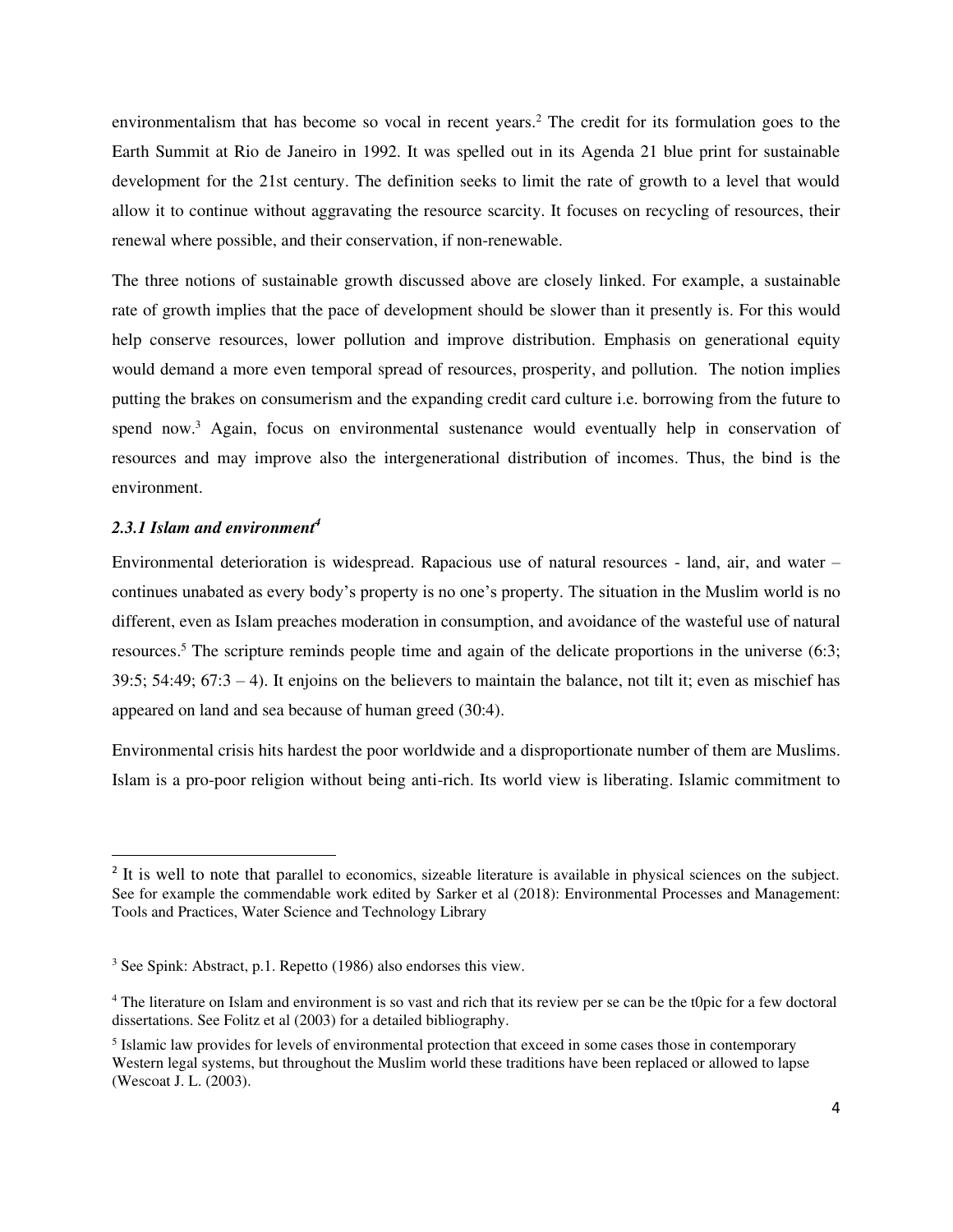environmentalism that has become so vocal in recent years.[2] The credit for its formulation goes to the Earth Summit at Rio de Janeiro in 1992. It was spelled out in its Agenda 21 blue print for sustainable development for the 21st century. The definition seeks to limit the rate of growth to a level that would allow it to continue without aggravating the resource scarcity. It focuses on recycling of resources, their renewal where possible, and their conservation, if non-renewable.

The three notions of sustainable growth discussed above are closely linked. For example, a sustainable rate of growth implies that the pace of development should be slower than it presently is. For this would help conserve resources, lower pollution and improve distribution. Emphasis on generational equity would demand a more even temporal spread of resources, prosperity, and pollution. The notion implies putting the brakes on consumerism and the expanding credit card culture i.e. borrowing from the future to spend now.[3] Again, focus on environmental sustenance would eventually help in conservation of resources and may improve also the intergenerational distribution of incomes. Thus, the bind is the environment.

### *2.3.1 Islam and environment*[4]

Environmental deterioration is widespread. Rapacious use of natural resources - land, air, and water – continues unabated as every body's property is no one's property. The situation in the Muslim world is no different, even as Islam preaches moderation in consumption, and avoidance of the wasteful use of natural resources.[5] The scripture reminds people time and again of the delicate proportions in the universe (6:3; 39:5; 54:49; 67:3 – 4). It enjoins on the believers to maintain the balance, not tilt it; even as mischief has appeared on land and sea because of human greed (30:4).

Environmental crisis hits hardest the poor worldwide and a disproportionate number of them are Muslims. Islam is a pro-poor religion without being anti-rich. Its world view is liberating. Islamic commitment to

---

[2] It is well to note that parallel to economics, sizeable literature is available in physical sciences on the subject. See for example the commendable work edited by Sarker et al (2018): Environmental Processes and Management: Tools and Practices, Water Science and Technology Library

[3] See Spink: Abstract, p.1. Repetto (1986) also endorses this view.

[4] The literature on Islam and environment is so vast and rich that its review per se can be the t0pic for a few doctoral dissertations. See Folitz et al (2003) for a detailed bibliography.

[5] Islamic law provides for levels of environmental protection that exceed in some cases those in contemporary Western legal systems, but throughout the Muslim world these traditions have been replaced or allowed to lapse (Wescoat J. L. (2003).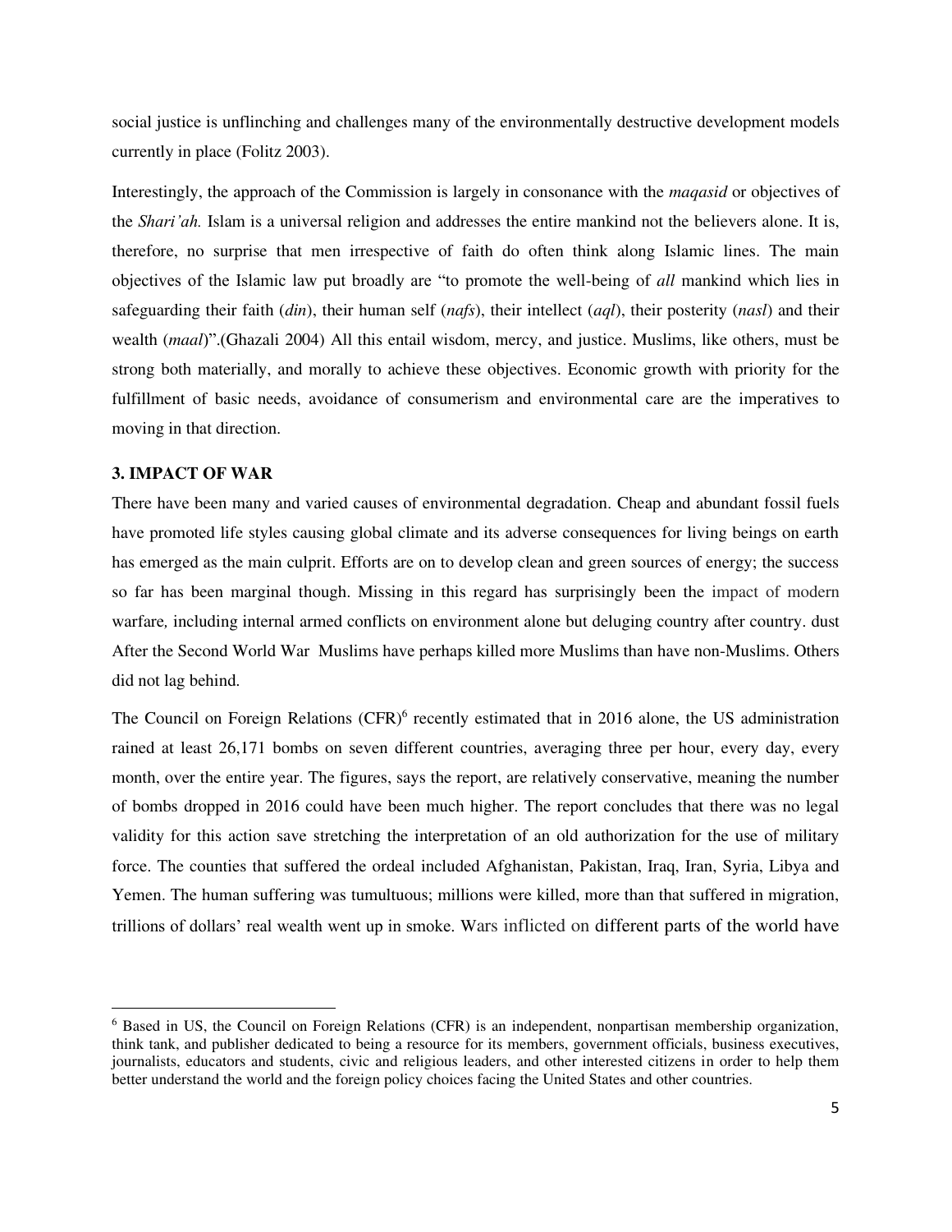social justice is unflinching and challenges many of the environmentally destructive development models currently in place (Folitz 2003).

Interestingly, the approach of the Commission is largely in consonance with the *maqasid* or objectives of the *Shari'ah.* Islam is a universal religion and addresses the entire mankind not the believers alone. It is, therefore, no surprise that men irrespective of faith do often think along Islamic lines. The main objectives of the Islamic law put broadly are "to promote the well-being of *all* mankind which lies in safeguarding their faith (*din*), their human self (*nafs*), their intellect (*aql*), their posterity (*nasl*) and their wealth (*maal*)".(Ghazali 2004) All this entail wisdom, mercy, and justice. Muslims, like others, must be strong both materially, and morally to achieve these objectives. Economic growth with priority for the fulfillment of basic needs, avoidance of consumerism and environmental care are the imperatives to moving in that direction.

### 3. IMPACT OF WAR

There have been many and varied causes of environmental degradation. Cheap and abundant fossil fuels have promoted life styles causing global climate and its adverse consequences for living beings on earth has emerged as the main culprit. Efforts are on to develop clean and green sources of energy; the success so far has been marginal though. Missing in this regard has surprisingly been the impact of modern warfare*,* including internal armed conflicts on environment alone but deluging country after country. dust After the Second World War Muslims have perhaps killed more Muslims than have non-Muslims. Others did not lag behind.

The Council on Foreign Relations (CFR)[6] recently estimated that in 2016 alone, the US administration rained at least 26,171 bombs on seven different countries, averaging three per hour, every day, every month, over the entire year. The figures, says the report, are relatively conservative, meaning the number of bombs dropped in 2016 could have been much higher. The report concludes that there was no legal validity for this action save stretching the interpretation of an old authorization for the use of military force. The counties that suffered the ordeal included Afghanistan, Pakistan, Iraq, Iran, Syria, Libya and Yemen. The human suffering was tumultuous; millions were killed, more than that suffered in migration, trillions of dollars' real wealth went up in smoke. Wars inflicted on different parts of the world have

---

[6] Based in US, the Council on Foreign Relations (CFR) is an independent, nonpartisan membership organization, think tank, and publisher dedicated to being a resource for its members, government officials, business executives, journalists, educators and students, civic and religious leaders, and other interested citizens in order to help them better understand the world and the foreign policy choices facing the United States and other countries.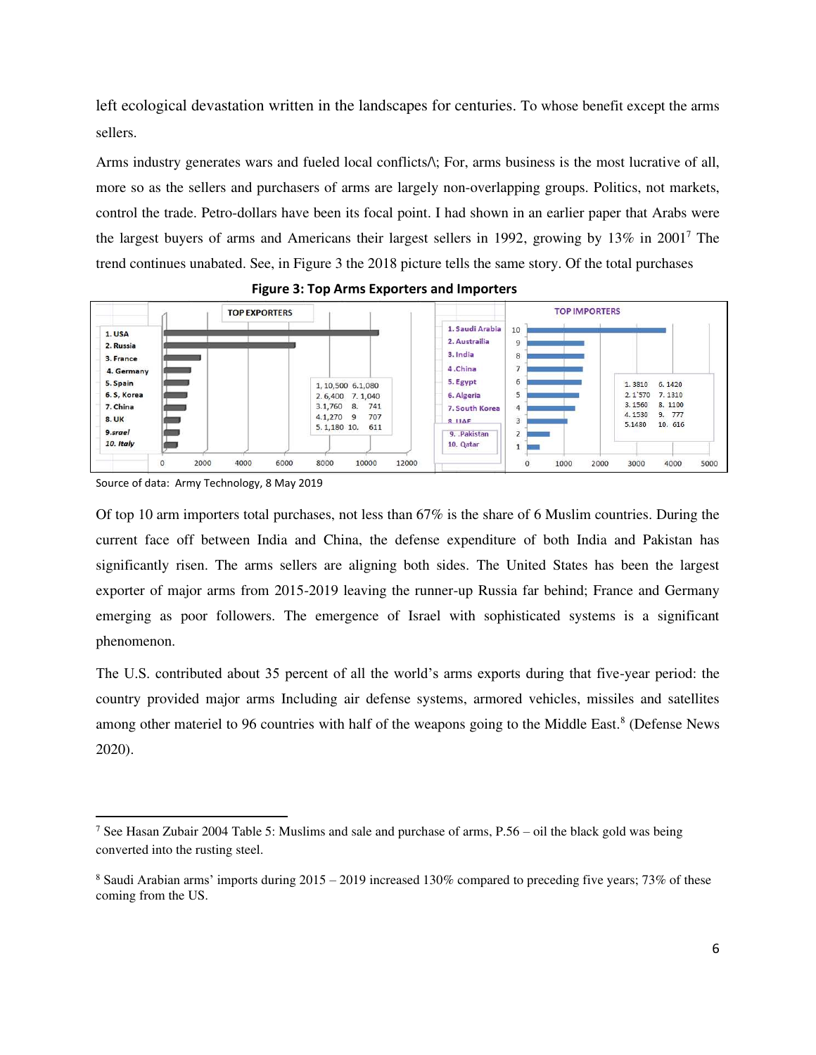left ecological devastation written in the landscapes for centuries. To whose benefit except the arms sellers.

Arms industry generates wars and fueled local conflicts/\; For, arms business is the most lucrative of all, more so as the sellers and purchasers of arms are largely non-overlapping groups. Politics, not markets, control the trade. Petro-dollars have been its focal point. I had shown in an earlier paper that Arabs were the largest buyers of arms and Americans their largest sellers in 1992, growing by 13% in 2001[7] The trend continues unabated. See, in Figure 3 the 2018 picture tells the same story. Of the total purchases

**Figure 3: Top Arms Exporters and Importers**

| TOP EXPORTERS | Value |
|---|---|
| 1. USA | 10,500 |
| 2. Russia | 6,400 |
| 3. France | 1,760 |
| 4. Germany | 1,270 |
| 5. Spain | 1,180 |
| 6. S, Korea | 1,080 |
| 7. China | 1,040 |
| 8. UK | 741 |
| 9. srael | 707 |
| 10. Italy | 611 |

| TOP IMPORTERS | Value |
|---|---|
| 1. Saudi Arabia | 3810 |
| 2. Austrailia | 1'570 |
| 3. India | 1560 |
| 4. China | 1530 |
| 5. Egypt | 1480 |
| 6. Algeria | 1420 |
| 7. South Korea | 1310 |
| 8. UAE | 1100 |
| 9. .Pakistan | 777 |
| 10. Qatar | 616 |

Source of data: Army Technology, 8 May 2019

Of top 10 arm importers total purchases, not less than 67% is the share of 6 Muslim countries. During the current face off between India and China, the defense expenditure of both India and Pakistan has significantly risen. The arms sellers are aligning both sides. The United States has been the largest exporter of major arms from 2015-2019 leaving the runner-up Russia far behind; France and Germany emerging as poor followers. The emergence of Israel with sophisticated systems is a significant phenomenon.

The U.S. contributed about 35 percent of all the world's arms exports during that five-year period: the country provided major arms Including air defense systems, armored vehicles, missiles and satellites among other materiel to 96 countries with half of the weapons going to the Middle East.[8] (Defense News 2020).

---

[7] See Hasan Zubair 2004 Table 5: Muslims and sale and purchase of arms, P.56 – oil the black gold was being converted into the rusting steel.

[8] Saudi Arabian arms' imports during 2015 – 2019 increased 130% compared to preceding five years; 73% of these coming from the US.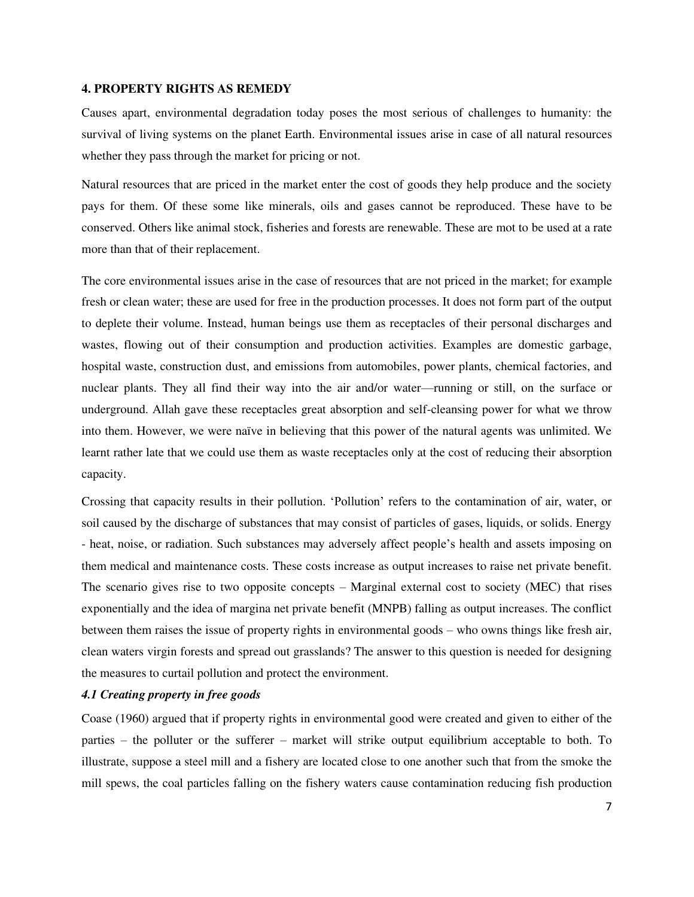### 4. PROPERTY RIGHTS AS REMEDY

Causes apart, environmental degradation today poses the most serious of challenges to humanity: the survival of living systems on the planet Earth. Environmental issues arise in case of all natural resources whether they pass through the market for pricing or not.

Natural resources that are priced in the market enter the cost of goods they help produce and the society pays for them. Of these some like minerals, oils and gases cannot be reproduced. These have to be conserved. Others like animal stock, fisheries and forests are renewable. These are mot to be used at a rate more than that of their replacement.

The core environmental issues arise in the case of resources that are not priced in the market; for example fresh or clean water; these are used for free in the production processes. It does not form part of the output to deplete their volume. Instead, human beings use them as receptacles of their personal discharges and wastes, flowing out of their consumption and production activities. Examples are domestic garbage, hospital waste, construction dust, and emissions from automobiles, power plants, chemical factories, and nuclear plants. They all find their way into the air and/or water—running or still, on the surface or underground. Allah gave these receptacles great absorption and self-cleansing power for what we throw into them. However, we were naïve in believing that this power of the natural agents was unlimited. We learnt rather late that we could use them as waste receptacles only at the cost of reducing their absorption capacity.

Crossing that capacity results in their pollution. 'Pollution' refers to the contamination of air, water, or soil caused by the discharge of substances that may consist of particles of gases, liquids, or solids. Energy - heat, noise, or radiation. Such substances may adversely affect people's health and assets imposing on them medical and maintenance costs. These costs increase as output increases to raise net private benefit. The scenario gives rise to two opposite concepts – Marginal external cost to society (MEC) that rises exponentially and the idea of margina net private benefit (MNPB) falling as output increases. The conflict between them raises the issue of property rights in environmental goods – who owns things like fresh air, clean waters virgin forests and spread out grasslands? The answer to this question is needed for designing the measures to curtail pollution and protect the environment.

#### *4.1 Creating property in free goods*

Coase (1960) argued that if property rights in environmental good were created and given to either of the parties – the polluter or the sufferer – market will strike output equilibrium acceptable to both. To illustrate, suppose a steel mill and a fishery are located close to one another such that from the smoke the mill spews, the coal particles falling on the fishery waters cause contamination reducing fish production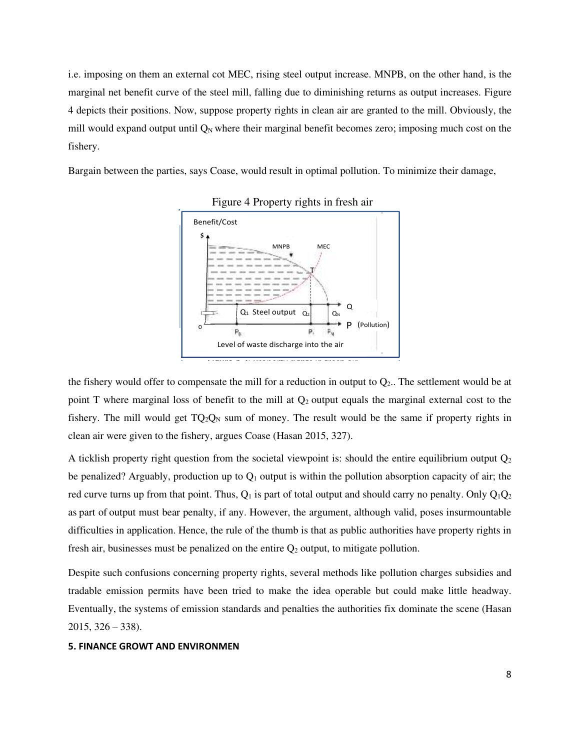i.e. imposing on them an external cot MEC, rising steel output increase. MNPB, on the other hand, is the marginal net benefit curve of the steel mill, falling due to diminishing returns as output increases. Figure 4 depicts their positions. Now, suppose property rights in clean air are granted to the mill. Obviously, the mill would expand output until $Q_N$ where their marginal benefit becomes zero; imposing much cost on the fishery.

Bargain between the parties, says Coase, would result in optimal pollution. To minimize their damage,

Figure 4 Property rights in fresh air

the fishery would offer to compensate the mill for a reduction in output to $Q_2$.. The settlement would be at point T where marginal loss of benefit to the mill at $Q_2$ output equals the marginal external cost to the fishery. The mill would get $TQ_2Q_N$ sum of money. The result would be the same if property rights in clean air were given to the fishery, argues Coase (Hasan 2015, 327).

A ticklish property right question from the societal viewpoint is: should the entire equilibrium output $Q_2$ be penalized? Arguably, production up to $Q_1$ output is within the pollution absorption capacity of air; the red curve turns up from that point. Thus, $Q_1$ is part of total output and should carry no penalty. Only $Q_1Q_2$ as part of output must bear penalty, if any. However, the argument, although valid, poses insurmountable difficulties in application. Hence, the rule of the thumb is that as public authorities have property rights in fresh air, businesses must be penalized on the entire $Q_2$ output, to mitigate pollution.

Despite such confusions concerning property rights, several methods like pollution charges subsidies and tradable emission permits have been tried to make the idea operable but could make little headway. Eventually, the systems of emission standards and penalties the authorities fix dominate the scene (Hasan 2015, 326 – 338).

## 5. FINANCE GROWT AND ENVIRONMEN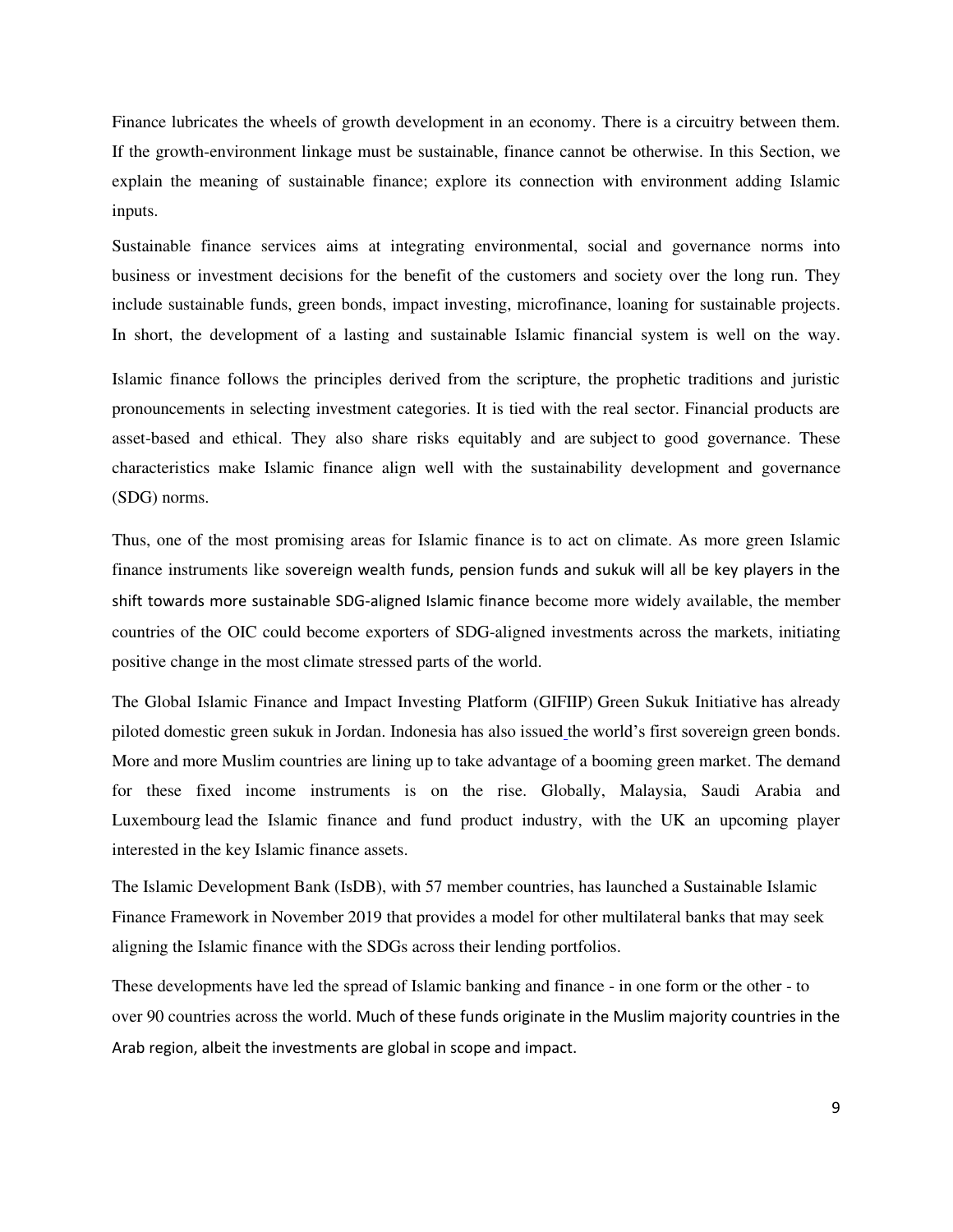Finance lubricates the wheels of growth development in an economy. There is a circuitry between them. If the growth-environment linkage must be sustainable, finance cannot be otherwise. In this Section, we explain the meaning of sustainable finance; explore its connection with environment adding Islamic inputs.

Sustainable finance services aims at integrating environmental, social and governance norms into business or investment decisions for the benefit of the customers and society over the long run. They include sustainable funds, green bonds, impact investing, microfinance, loaning for sustainable projects. In short, the development of a lasting and sustainable Islamic financial system is well on the way.

Islamic finance follows the principles derived from the scripture, the prophetic traditions and juristic pronouncements in selecting investment categories. It is tied with the real sector. Financial products are asset-based and ethical. They also share risks equitably and are subject to good governance. These characteristics make Islamic finance align well with the sustainability development and governance (SDG) norms.

Thus, one of the most promising areas for Islamic finance is to act on climate. As more green Islamic finance instruments like sovereign wealth funds, pension funds and sukuk will all be key players in the shift towards more sustainable SDG-aligned Islamic finance become more widely available, the member countries of the OIC could become exporters of SDG-aligned investments across the markets, initiating positive change in the most climate stressed parts of the world.

The Global Islamic Finance and Impact Investing Platform (GIFIIP) Green Sukuk Initiative has already piloted domestic green sukuk in Jordan. Indonesia has also issued the world's first sovereign green bonds. More and more Muslim countries are lining up to take advantage of a booming green market. The demand for these fixed income instruments is on the rise. Globally, Malaysia, Saudi Arabia and Luxembourg lead the Islamic finance and fund product industry, with the UK an upcoming player interested in the key Islamic finance assets.

The Islamic Development Bank (IsDB), with 57 member countries, has launched a Sustainable Islamic Finance Framework in November 2019 that provides a model for other multilateral banks that may seek aligning the Islamic finance with the SDGs across their lending portfolios.

These developments have led the spread of Islamic banking and finance - in one form or the other - to over 90 countries across the world. Much of these funds originate in the Muslim majority countries in the Arab region, albeit the investments are global in scope and impact.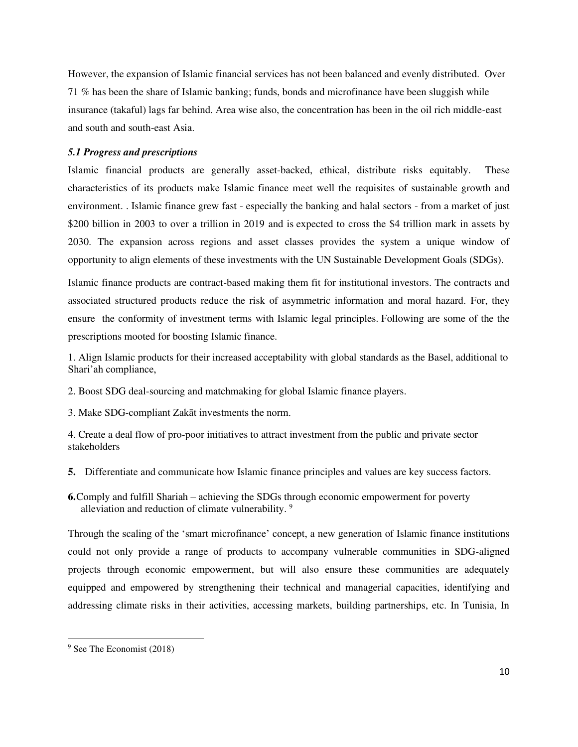However, the expansion of Islamic financial services has not been balanced and evenly distributed. Over 71 % has been the share of Islamic banking; funds, bonds and microfinance have been sluggish while insurance (takaful) lags far behind. Area wise also, the concentration has been in the oil rich middle-east and south and south-east Asia.

### *5.1 Progress and prescriptions*

Islamic financial products are generally asset-backed, ethical, distribute risks equitably. These characteristics of its products make Islamic finance meet well the requisites of sustainable growth and environment. . Islamic finance grew fast - especially the banking and halal sectors - from a market of just \$200 billion in 2003 to over a trillion in 2019 and is expected to cross the \$4 trillion mark in assets by 2030. The expansion across regions and asset classes provides the system a unique window of opportunity to align elements of these investments with the UN Sustainable Development Goals (SDGs).

Islamic finance products are contract-based making them fit for institutional investors. The contracts and associated structured products reduce the risk of asymmetric information and moral hazard. For, they ensure the conformity of investment terms with Islamic legal principles. Following are some of the the prescriptions mooted for boosting Islamic finance.

1. Align Islamic products for their increased acceptability with global standards as the Basel, additional to Shari'ah compliance,

2. Boost SDG deal-sourcing and matchmaking for global Islamic finance players.

3. Make SDG-compliant Zakāt investments the norm.

4. Create a deal flow of pro-poor initiatives to attract investment from the public and private sector stakeholders

**5.** Differentiate and communicate how Islamic finance principles and values are key success factors.

**6.** Comply and fulfill Shariah – achieving the SDGs through economic empowerment for poverty alleviation and reduction of climate vulnerability. [9]

Through the scaling of the 'smart microfinance' concept, a new generation of Islamic finance institutions could not only provide a range of products to accompany vulnerable communities in SDG-aligned projects through economic empowerment, but will also ensure these communities are adequately equipped and empowered by strengthening their technical and managerial capacities, identifying and addressing climate risks in their activities, accessing markets, building partnerships, etc. In Tunisia, In

[9] See The Economist (2018)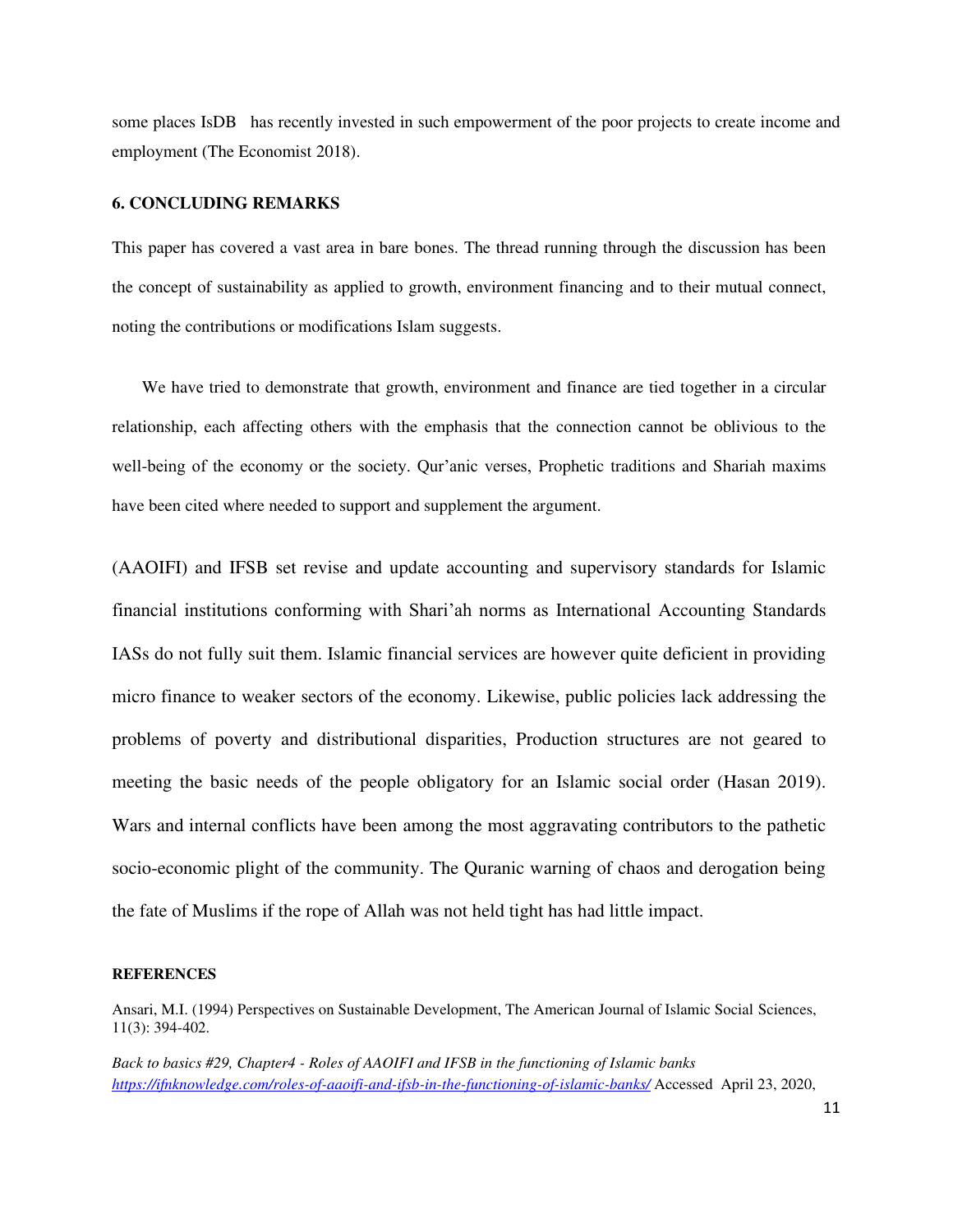some places IsDB has recently invested in such empowerment of the poor projects to create income and employment (The Economist 2018).

## 6. CONCLUDING REMARKS

This paper has covered a vast area in bare bones. The thread running through the discussion has been the concept of sustainability as applied to growth, environment financing and to their mutual connect, noting the contributions or modifications Islam suggests.

We have tried to demonstrate that growth, environment and finance are tied together in a circular relationship, each affecting others with the emphasis that the connection cannot be oblivious to the well-being of the economy or the society. Qur'anic verses, Prophetic traditions and Shariah maxims have been cited where needed to support and supplement the argument.

(AAOIFI) and IFSB set revise and update accounting and supervisory standards for Islamic financial institutions conforming with Shari'ah norms as International Accounting Standards IASs do not fully suit them. Islamic financial services are however quite deficient in providing micro finance to weaker sectors of the economy. Likewise, public policies lack addressing the problems of poverty and distributional disparities, Production structures are not geared to meeting the basic needs of the people obligatory for an Islamic social order (Hasan 2019). Wars and internal conflicts have been among the most aggravating contributors to the pathetic socio-economic plight of the community. The Quranic warning of chaos and derogation being the fate of Muslims if the rope of Allah was not held tight has had little impact.

### REFERENCES

Ansari, M.I. (1994) Perspectives on Sustainable Development, The American Journal of Islamic Social Sciences, 11(3): 394-402.

*Back to basics #29, Chapter4 - Roles of AAOIFI and IFSB in the functioning of Islamic banks* *https://ifnknowledge.com/roles-of-aaoifi-and-ifsb-in-the-functioning-of-islamic-banks/* Accessed April 23, 2020,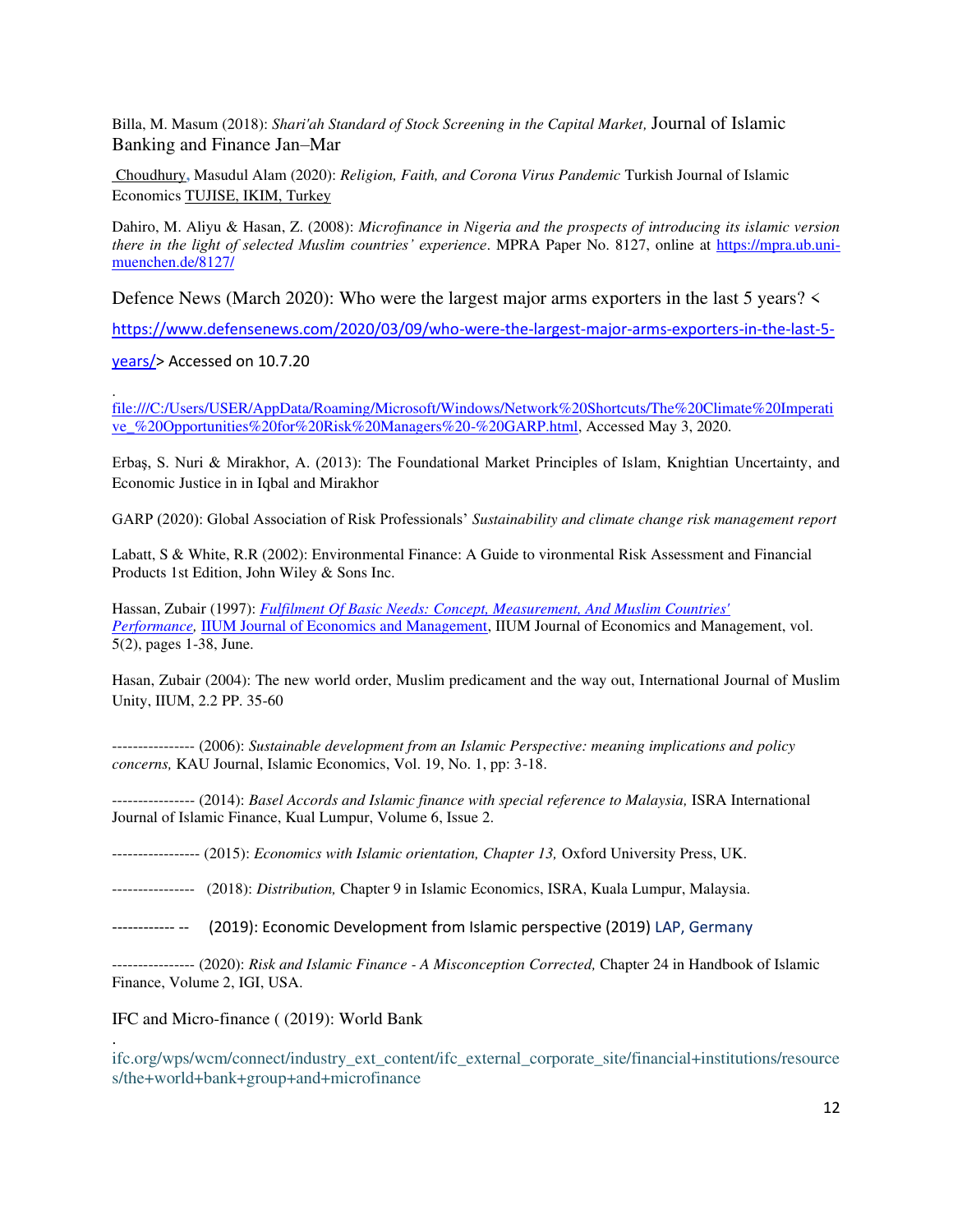Billa, M. Masum (2018): *Shari'ah Standard of Stock Screening in the Capital Market,* Journal of Islamic Banking and Finance Jan–Mar

Choudhury, Masudul Alam (2020): *Religion, Faith, and Corona Virus Pandemic* Turkish Journal of Islamic Economics TUJISE, IKIM, Turkey

Dahiro, M. Aliyu & Hasan, Z. (2008): *Microfinance in Nigeria and the prospects of introducing its islamic version there in the light of selected Muslim countries' experience*. MPRA Paper No. 8127, online at https://mpra.ub.uni-muenchen.de/8127/

Defence News (March 2020): Who were the largest major arms exporters in the last 5 years? < https://www.defensenews.com/2020/03/09/who-were-the-largest-major-arms-exporters-in-the-last-5-years/> Accessed on 10.7.20

. file:///C:/Users/USER/AppData/Roaming/Microsoft/Windows/Network%20Shortcuts/The%20Climate%20Imperative_%20Opportunities%20for%20Risk%20Managers%20-%20GARP.html, Accessed May 3, 2020.

Erbaş, S. Nuri & Mirakhor, A. (2013): The Foundational Market Principles of Islam, Knightian Uncertainty, and Economic Justice in in Iqbal and Mirakhor

GARP (2020): Global Association of Risk Professionals' *Sustainability and climate change risk management report*

Labatt, S & White, R.R (2002): Environmental Finance: A Guide to vironmental Risk Assessment and Financial Products 1st Edition, John Wiley & Sons Inc.

Hassan, Zubair (1997): *Fulfilment Of Basic Needs: Concept, Measurement, And Muslim Countries' Performance,* IIUM Journal of Economics and Management, IIUM Journal of Economics and Management, vol. 5(2), pages 1-38, June.

Hasan, Zubair (2004): The new world order, Muslim predicament and the way out, International Journal of Muslim Unity, IIUM, 2.2 PP. 35-60

---------------- (2006): *Sustainable development from an Islamic Perspective: meaning implications and policy concerns,* KAU Journal, Islamic Economics, Vol. 19, No. 1, pp: 3-18.

---------------- (2014): *Basel Accords and Islamic finance with special reference to Malaysia,* ISRA International Journal of Islamic Finance, Kual Lumpur, Volume 6, Issue 2.

----------------- (2015): *Economics with Islamic orientation, Chapter 13,* Oxford University Press, UK.

---------------- (2018): *Distribution,* Chapter 9 in Islamic Economics, ISRA, Kuala Lumpur, Malaysia.

------------ -- (2019): Economic Development from Islamic perspective (2019) LAP, Germany

---------------- (2020): *Risk and Islamic Finance - A Misconception Corrected,* Chapter 24 in Handbook of Islamic Finance, Volume 2, IGI, USA.

IFC and Micro-finance ( (2019): World Bank

. ifc.org/wps/wcm/connect/industry_ext_content/ifc_external_corporate_site/financial+institutions/resources/the+world+bank+group+and+microfinance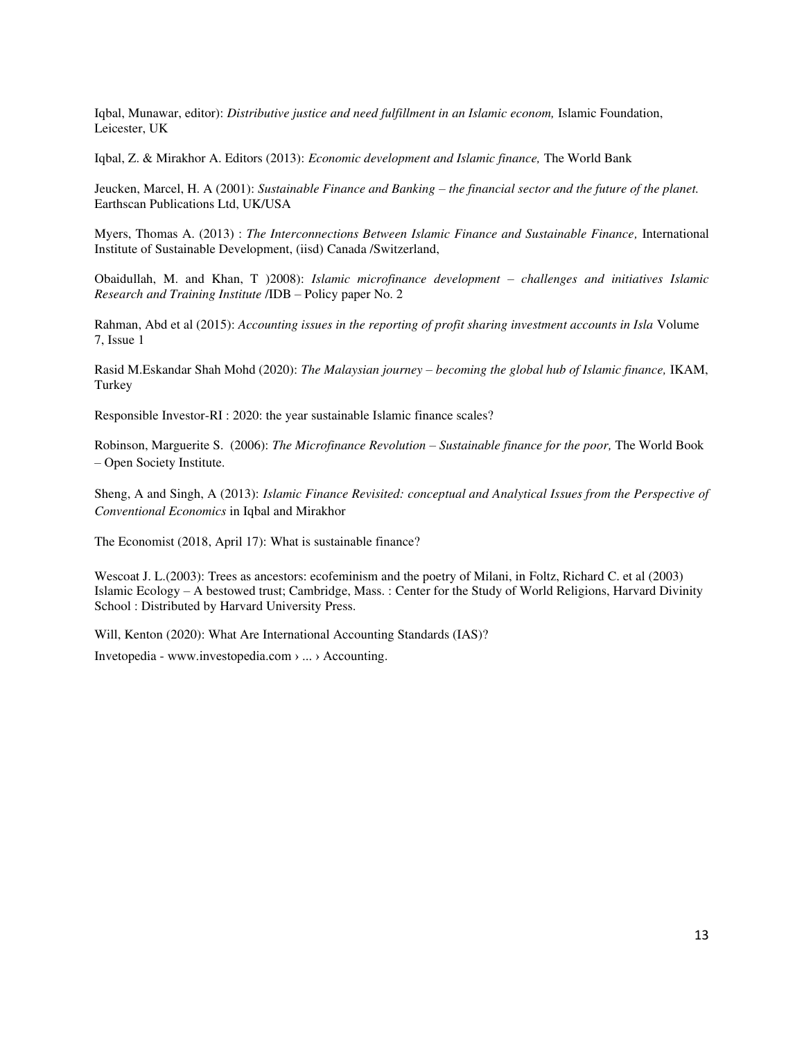Iqbal, Munawar, editor): *Distributive justice and need fulfillment in an Islamic econom,* Islamic Foundation, Leicester, UK

Iqbal, Z. & Mirakhor A. Editors (2013): *Economic development and Islamic finance,* The World Bank

Jeucken, Marcel, H. A (2001): *Sustainable Finance and Banking – the financial sector and the future of the planet.* Earthscan Publications Ltd, UK/USA

Myers, Thomas A. (2013) : *The Interconnections Between Islamic Finance and Sustainable Finance,* International Institute of Sustainable Development, (iisd) Canada /Switzerland,

Obaidullah, M. and Khan, T )2008): *Islamic microfinance development – challenges and initiatives Islamic Research and Training Institute* /IDB – Policy paper No. 2

Rahman, Abd et al (2015): *Accounting issues in the reporting of profit sharing investment accounts in Isla* Volume 7, Issue 1

Rasid M.Eskandar Shah Mohd (2020): *The Malaysian journey – becoming the global hub of Islamic finance,* IKAM, Turkey

Responsible Investor-RI : 2020: the year sustainable Islamic finance scales?

Robinson, Marguerite S. (2006): *The Microfinance Revolution – Sustainable finance for the poor,* The World Book – Open Society Institute.

Sheng, A and Singh, A (2013): *Islamic Finance Revisited: conceptual and Analytical Issues from the Perspective of Conventional Economics* in Iqbal and Mirakhor

The Economist (2018, April 17): What is sustainable finance?

Wescoat J. L.(2003): Trees as ancestors: ecofeminism and the poetry of Milani, in Foltz, Richard C. et al (2003) Islamic Ecology – A bestowed trust; Cambridge, Mass. : Center for the Study of World Religions, Harvard Divinity School : Distributed by Harvard University Press.

Will, Kenton (2020): What Are International Accounting Standards (IAS)?

Invetopedia - www.investopedia.com › ... › Accounting.